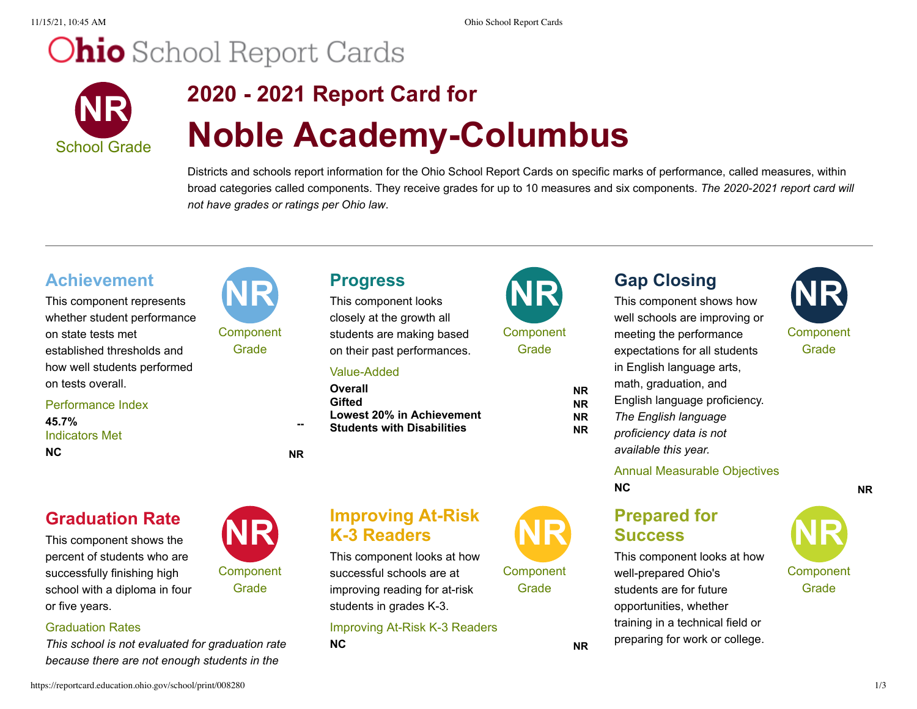# Ohio School Report Cards

**NR**
School Grade

## 2020 - 2021 Report Card for

# Noble Academy-Columbus

Districts and schools report information for the Ohio School Report Cards on specific marks of performance, called measures, within broad categories called components. They receive grades for up to 10 measures and six components. *The 2020-2021 report card will not have grades or ratings per Ohio law*.

---

## Achievement

**NR** Component Grade

This component represents whether student performance on state tests met established thresholds and how well students performed on tests overall.

Performance Index

| | |
|---|---|
| **45.7%** | -- |

Indicators Met

| | |
|---|---|
| **NC** | **NR** |

## Progress

**NR** Component Grade

This component looks closely at the growth all students are making based on their past performances.

Value-Added

| | |
|---|---|
| **Overall** | **NR** |
| **Gifted** | **NR** |
| **Lowest 20% in Achievement** | **NR** |
| **Students with Disabilities** | **NR** |

## Gap Closing

**NR** Component Grade

This component shows how well schools are improving or meeting the performance expectations for all students in English language arts, math, graduation, and English language proficiency. *The English language proficiency data is not available this year.*

Annual Measurable Objectives

| | |
|---|---|
| **NC** | **NR** |

## Graduation Rate

**NR** Component Grade

This component shows the percent of students who are successfully finishing high school with a diploma in four or five years.

Graduation Rates

*This school is not evaluated for graduation rate because there are not enough students in the*

## Improving At-Risk K-3 Readers

**NR** Component Grade

This component looks at how successful schools are at improving reading for at-risk students in grades K-3.

Improving At-Risk K-3 Readers

| | |
|---|---|
| **NC** | **NR** |

## Prepared for Success

**NR** Component Grade

This component looks at how well-prepared Ohio's students are for future opportunities, whether training in a technical field or preparing for work or college.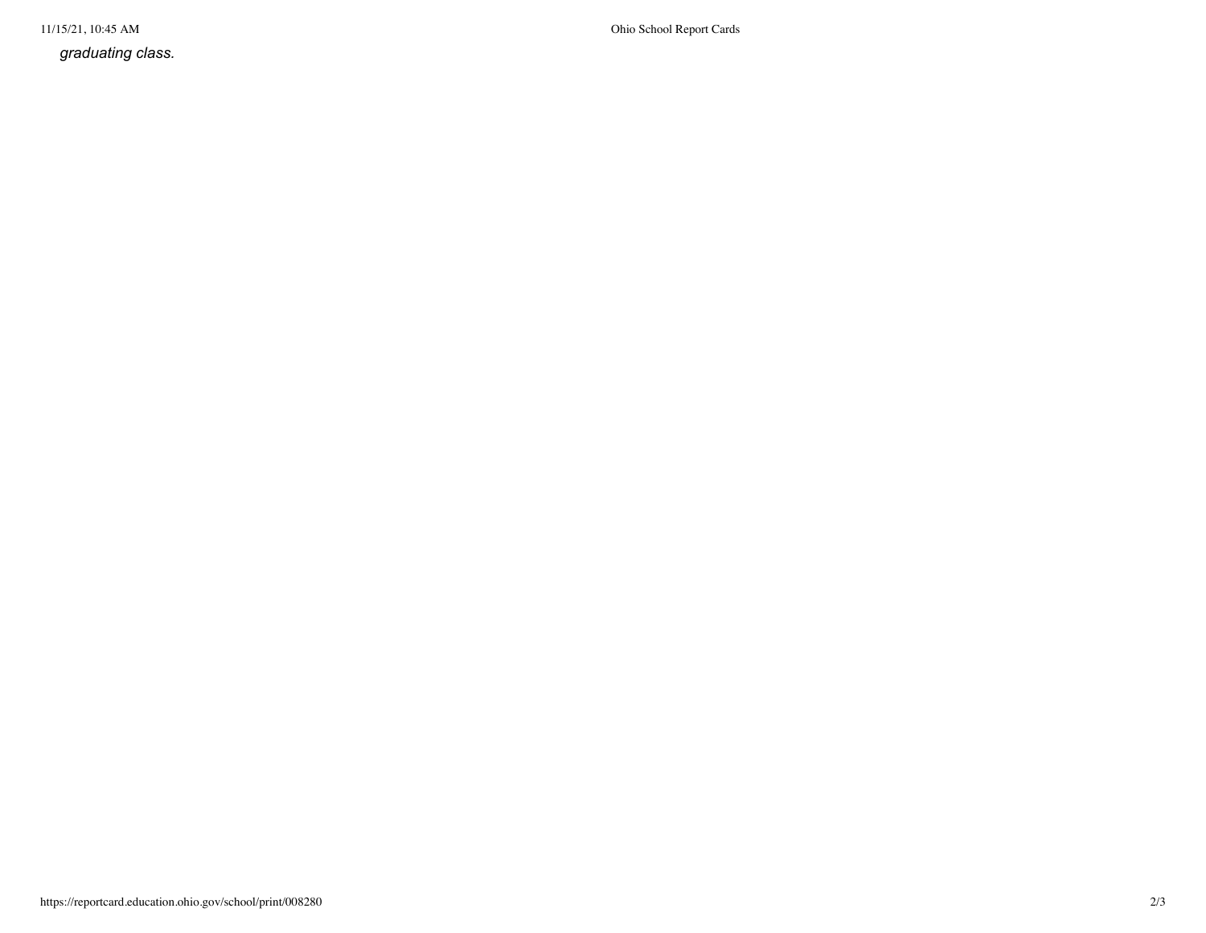*graduating class.*